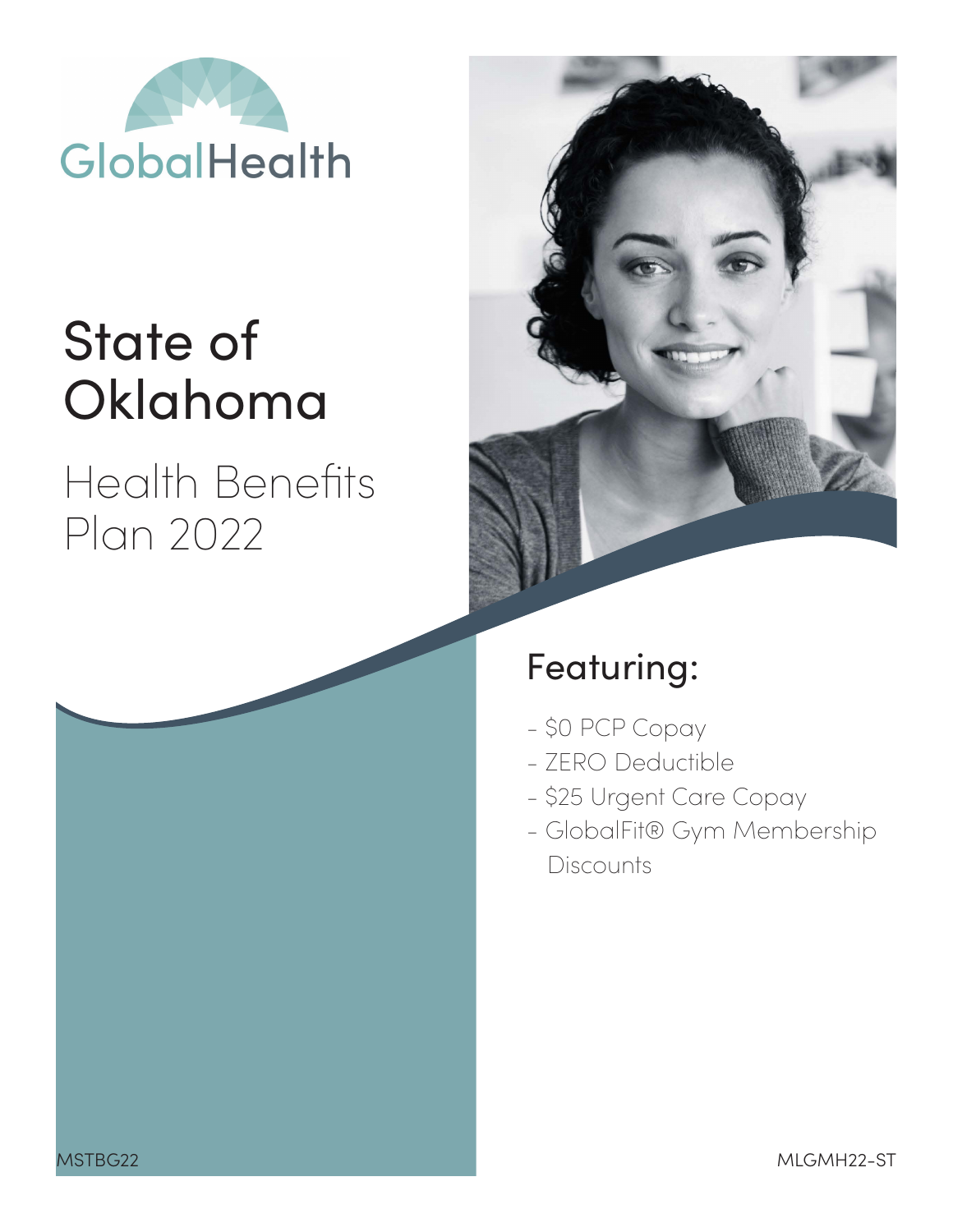GlobalHealth

# State of Oklahoma

## Health Benefits Plan 2022

### Featuring:

- $0 PCP Copay
- ZERO Deductible
- $25 Urgent Care Copay
- GlobalFit® Gym Membership Discounts

MSTBG22

MLGMH22-ST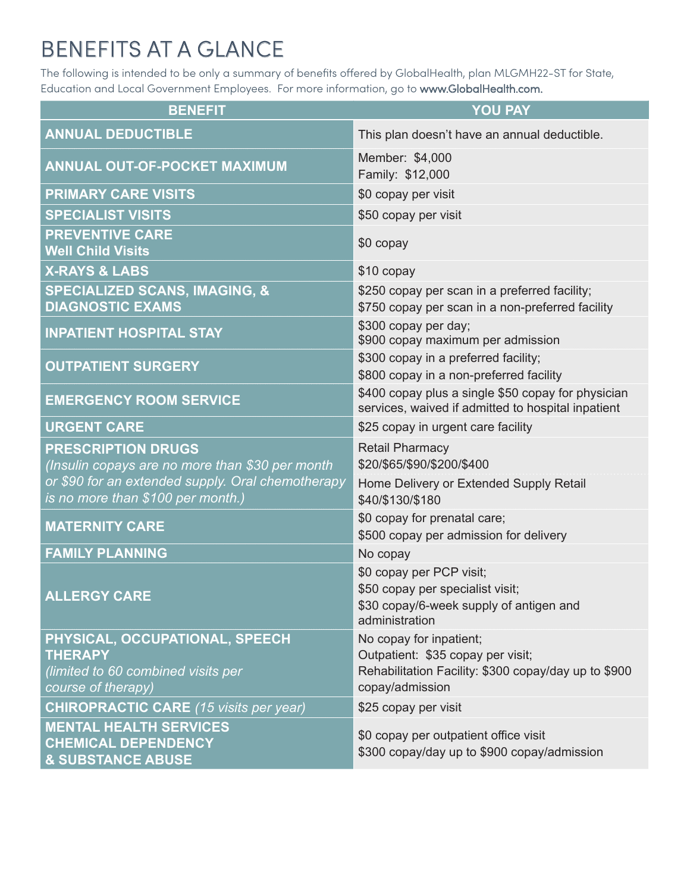# BENEFITS AT A GLANCE

The following is intended to be only a summary of benefits offered by GlobalHealth, plan MLGMH22-ST for State, Education and Local Government Employees. For more information, go to **www.GlobalHealth.com.**

| BENEFIT | YOU PAY |
|---|---|
| **ANNUAL DEDUCTIBLE** | This plan doesn't have an annual deductible. |
| **ANNUAL OUT-OF-POCKET MAXIMUM** | Member: $4,000<br>Family: $12,000 |
| **PRIMARY CARE VISITS** | $0 copay per visit |
| **SPECIALIST VISITS** | $50 copay per visit |
| **PREVENTIVE CARE**<br>**Well Child Visits** | $0 copay |
| **X-RAYS & LABS** | $10 copay |
| **SPECIALIZED SCANS, IMAGING, & DIAGNOSTIC EXAMS** | $250 copay per scan in a preferred facility;<br>$750 copay per scan in a non-preferred facility |
| **INPATIENT HOSPITAL STAY** | $300 copay per day;<br>$900 copay maximum per admission |
| **OUTPATIENT SURGERY** | $300 copay in a preferred facility;<br>$800 copay in a non-preferred facility |
| **EMERGENCY ROOM SERVICE** | $400 copay plus a single $50 copay for physician services, waived if admitted to hospital inpatient |
| **URGENT CARE** | $25 copay in urgent care facility |
| **PRESCRIPTION DRUGS**<br>*(Insulin copays are no more than $30 per month or $90 for an extended supply. Oral chemotherapy is no more than $100 per month.)* | Retail Pharmacy<br>$20/$65/$90/$200/$400<br>Home Delivery or Extended Supply Retail<br>$40/$130/$180 |
| **MATERNITY CARE** | $0 copay for prenatal care;<br>$500 copay per admission for delivery |
| **FAMILY PLANNING** | No copay |
| **ALLERGY CARE** | $0 copay per PCP visit;<br>$50 copay per specialist visit;<br>$30 copay/6-week supply of antigen and administration |
| **PHYSICAL, OCCUPATIONAL, SPEECH THERAPY**<br>*(limited to 60 combined visits per course of therapy)* | No copay for inpatient;<br>Outpatient: $35 copay per visit;<br>Rehabilitation Facility: $300 copay/day up to $900 copay/admission |
| **CHIROPRACTIC CARE** *(15 visits per year)* | $25 copay per visit |
| **MENTAL HEALTH SERVICES**<br>**CHEMICAL DEPENDENCY**<br>**& SUBSTANCE ABUSE** | $0 copay per outpatient office visit<br>$300 copay/day up to $900 copay/admission |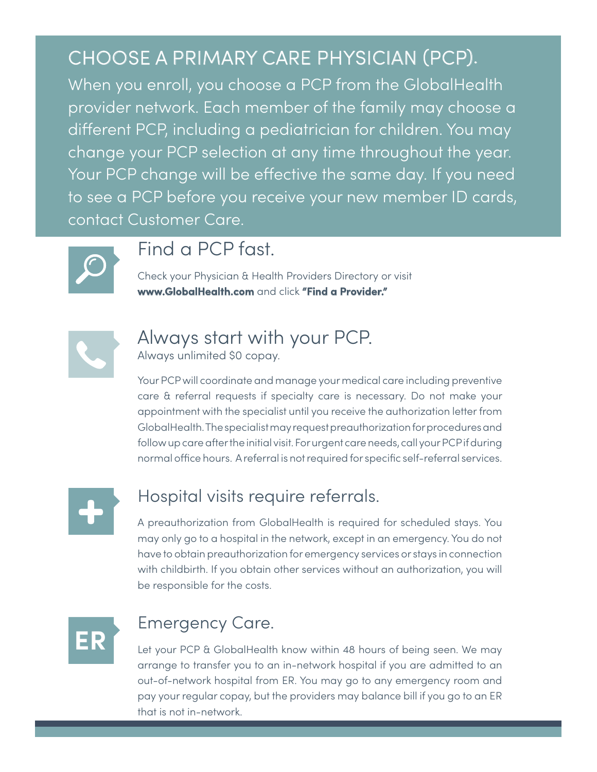# CHOOSE A PRIMARY CARE PHYSICIAN (PCP).

When you enroll, you choose a PCP from the GlobalHealth provider network. Each member of the family may choose a different PCP, including a pediatrician for children. You may change your PCP selection at any time throughout the year. Your PCP change will be effective the same day. If you need to see a PCP before you receive your new member ID cards, contact Customer Care.

## Find a PCP fast.

Check your Physician & Health Providers Directory or visit **www.GlobalHealth.com** and click **"Find a Provider."**

## Always start with your PCP.

Always unlimited $0 copay.

Your PCP will coordinate and manage your medical care including preventive care & referral requests if specialty care is necessary. Do not make your appointment with the specialist until you receive the authorization letter from GlobalHealth. The specialist may request preauthorization for procedures and follow up care after the initial visit. For urgent care needs, call your PCP if during normal office hours. A referral is not required for specific self-referral services.

## Hospital visits require referrals.

A preauthorization from GlobalHealth is required for scheduled stays. You may only go to a hospital in the network, except in an emergency. You do not have to obtain preauthorization for emergency services or stays in connection with childbirth. If you obtain other services without an authorization, you will be responsible for the costs.

## Emergency Care.

Let your PCP & GlobalHealth know within 48 hours of being seen. We may arrange to transfer you to an in-network hospital if you are admitted to an out-of-network hospital from ER. You may go to any emergency room and pay your regular copay, but the providers may balance bill if you go to an ER that is not in-network.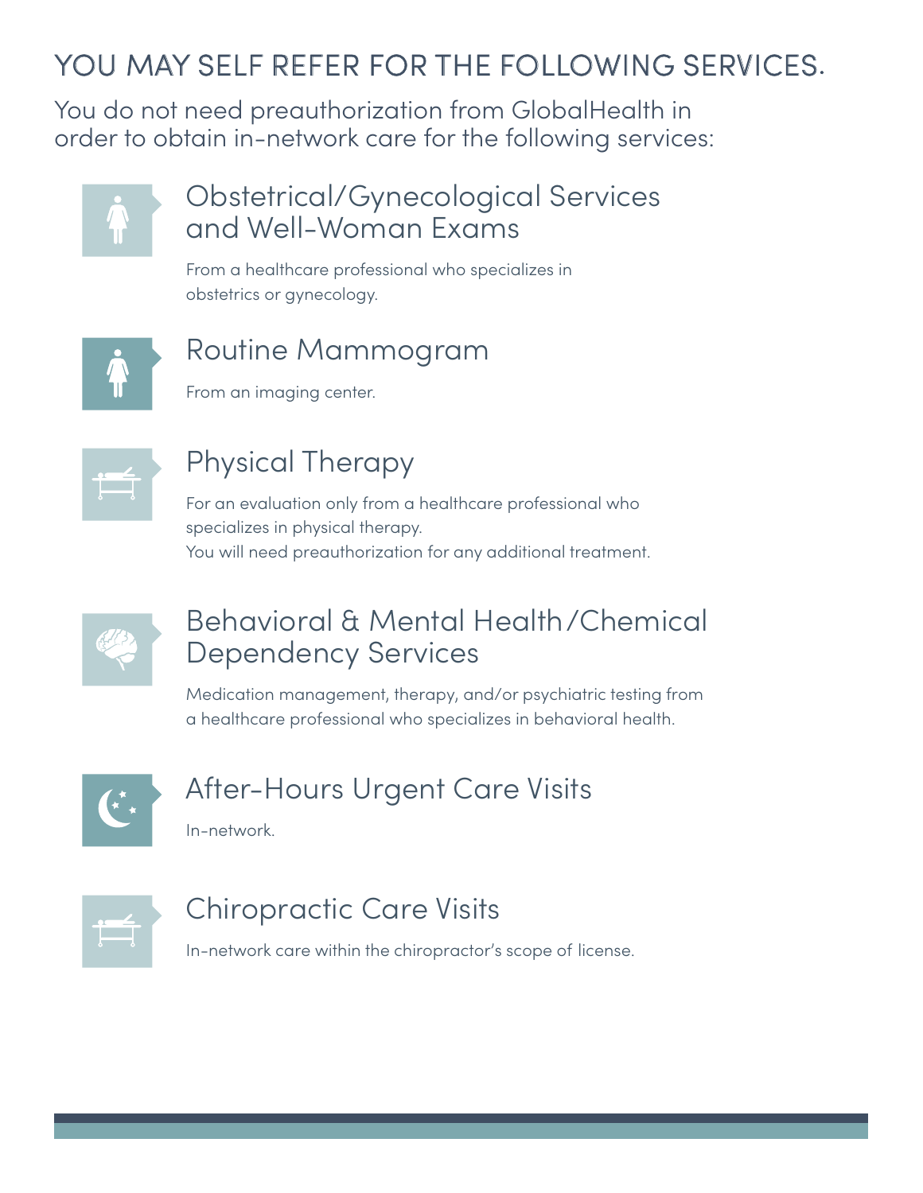# YOU MAY SELF REFER FOR THE FOLLOWING SERVICES.

You do not need preauthorization from GlobalHealth in order to obtain in-network care for the following services:

## Obstetrical/Gynecological Services and Well-Woman Exams

From a healthcare professional who specializes in obstetrics or gynecology.

## Routine Mammogram

From an imaging center.

## Physical Therapy

For an evaluation only from a healthcare professional who specializes in physical therapy.
You will need preauthorization for any additional treatment.

## Behavioral & Mental Health/Chemical Dependency Services

Medication management, therapy, and/or psychiatric testing from a healthcare professional who specializes in behavioral health.

## After-Hours Urgent Care Visits

In-network.

## Chiropractic Care Visits

In-network care within the chiropractor's scope of license.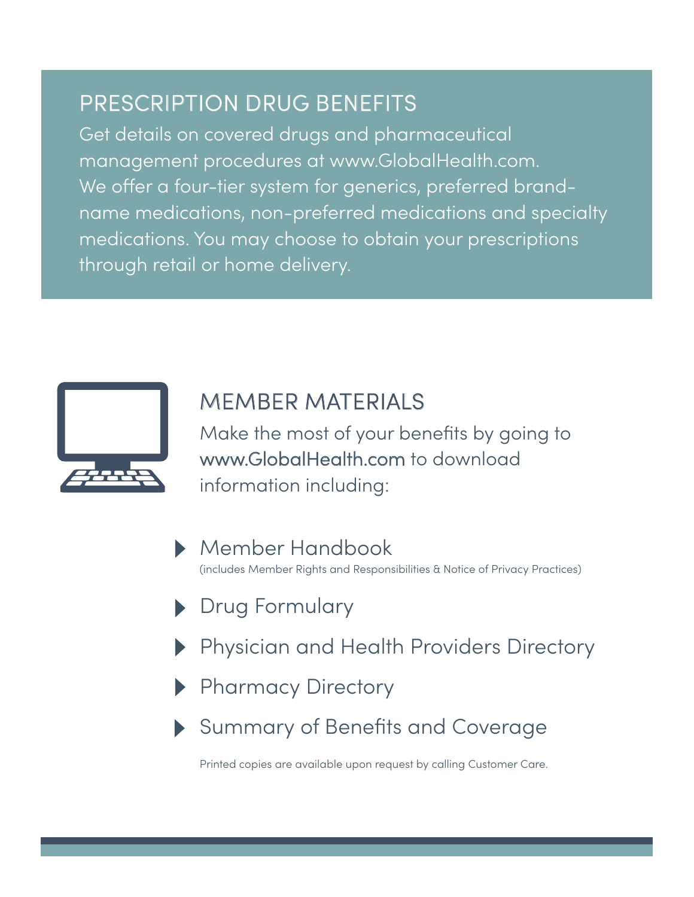## PRESCRIPTION DRUG BENEFITS

Get details on covered drugs and pharmaceutical management procedures at www.GlobalHealth.com. We offer a four-tier system for generics, preferred brand-name medications, non-preferred medications and specialty medications. You may choose to obtain your prescriptions through retail or home delivery.

## MEMBER MATERIALS

Make the most of your benefits by going to www.GlobalHealth.com to download information including:

- Member Handbook
  (includes Member Rights and Responsibilities & Notice of Privacy Practices)
- Drug Formulary
- Physician and Health Providers Directory
- Pharmacy Directory
- Summary of Benefits and Coverage

Printed copies are available upon request by calling Customer Care.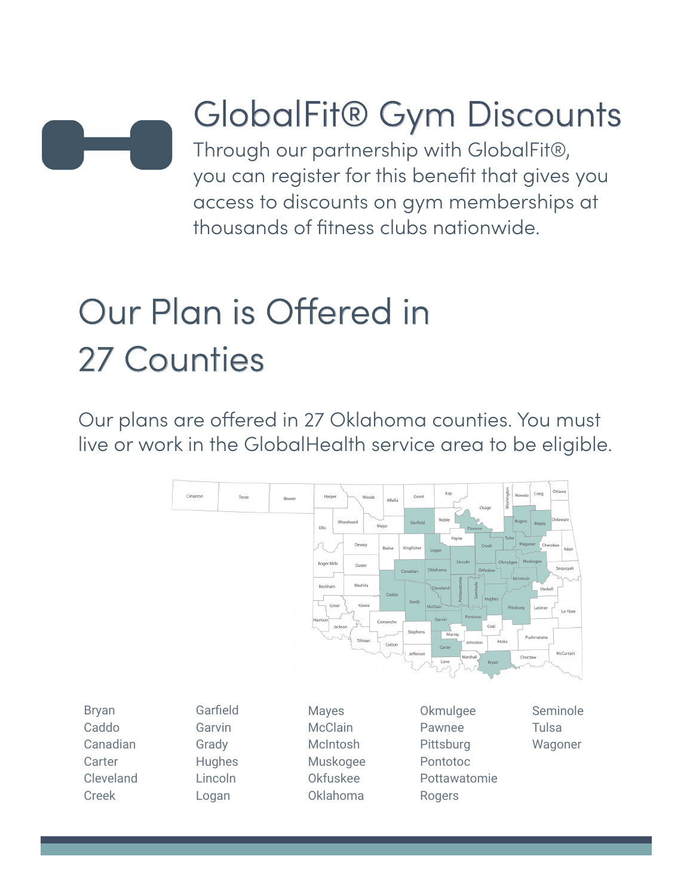# GlobalFit® Gym Discounts

Through our partnership with GlobalFit®, you can register for this benefit that gives you access to discounts on gym memberships at thousands of fitness clubs nationwide.

# Our Plan is Offered in 27 Counties

Our plans are offered in 27 Oklahoma counties. You must live or work in the GlobalHealth service area to be eligible.

- Bryan
- Caddo
- Canadian
- Carter
- Cleveland
- Creek
- Garfield
- Garvin
- Grady
- Hughes
- Lincoln
- Logan
- Mayes
- McClain
- McIntosh
- Muskogee
- Okfuskee
- Oklahoma
- Okmulgee
- Pawnee
- Pittsburg
- Pontotoc
- Pottawatomie
- Rogers
- Seminole
- Tulsa
- Wagoner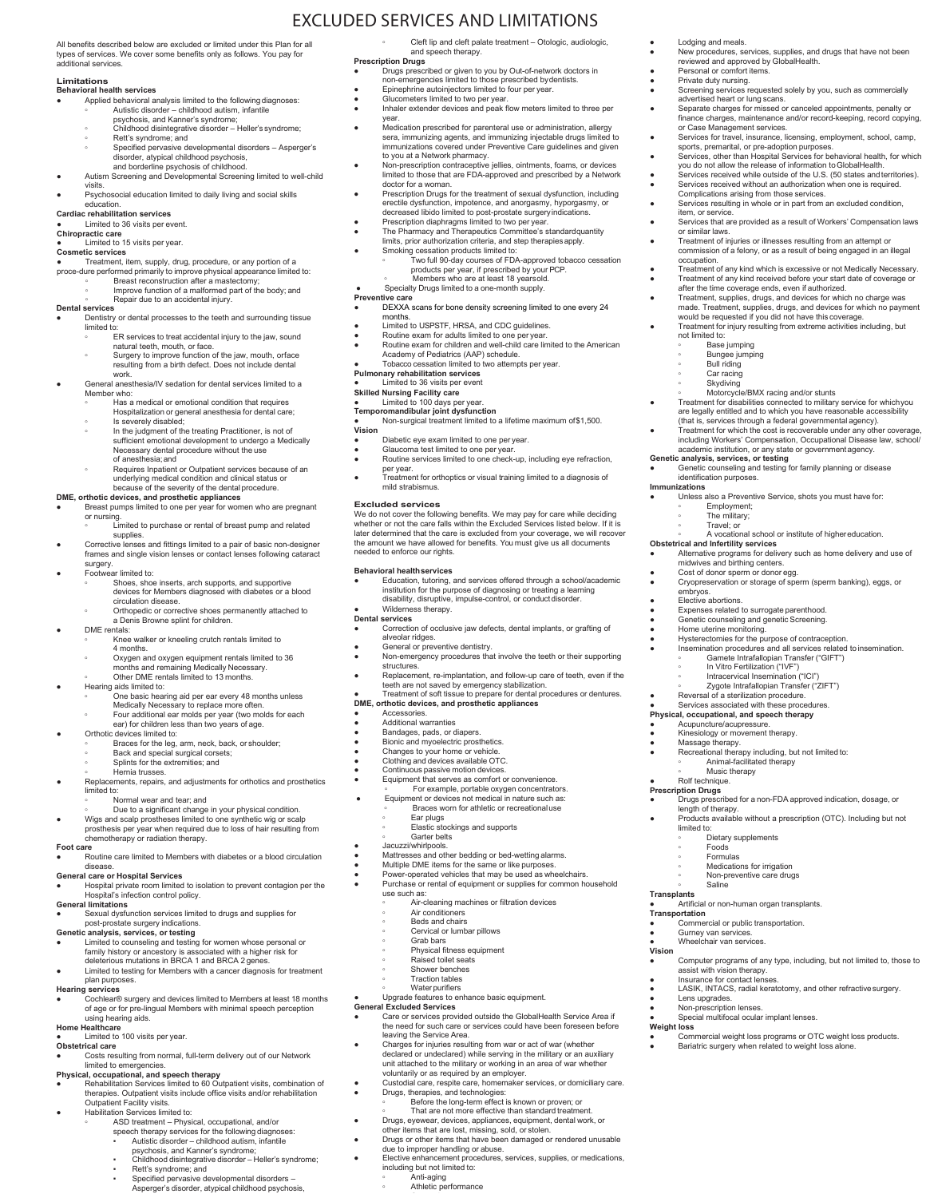# EXCLUDED SERVICES AND LIMITATIONS

All benefits described below are excluded or limited under this Plan for all types of services. We cover some benefits only as follows. You pay for additional services.

## Limitations

### Behavioral health services

- Applied behavioral analysis limited to the following diagnoses:
  - Autistic disorder – childhood autism, infantile psychosis, and Kanner's syndrome;
  - Childhood disintegrative disorder – Heller's syndrome;
  - Rett's syndrome; and
  - Specified pervasive developmental disorders – Asperger's disorder, atypical childhood psychosis, and borderline psychosis of childhood.
- Autism Screening and Developmental Screening limited to well-child visits.
- Psychosocial education limited to daily living and social skills education.

### Cardiac rehabilitation services

- Limited to 36 visits per event.

### Chiropractic care

- Limited to 15 visits per year.

### Cosmetic services

- Treatment, item, supply, drug, procedure, or any portion of a proce-dure performed primarily to improve physical appearance limited to:
  - Breast reconstruction after a mastectomy;
  - Improve function of a malformed part of the body; and
  - Repair due to an accidental injury.

### Dental services

- Dentistry or dental processes to the teeth and surrounding tissue limited to:
  - ER services to treat accidental injury to the jaw, sound natural teeth, mouth, or face.
  - Surgery to improve function of the jaw, mouth, orface resulting from a birth defect. Does not include dental work.
- General anesthesia/IV sedation for dental services limited to a Member who:
  - Has a medical or emotional condition that requires Hospitalization or general anesthesia for dental care;
  - Is severely disabled;
  - In the judgment of the treating Practitioner, is not of sufficient emotional development to undergo a Medically Necessary dental procedure without the use of anesthesia; and
  - Requires Inpatient or Outpatient services because of an underlying medical condition and clinical status or because of the severity of the dental procedure.

### DME, orthotic devices, and prosthetic appliances

- Breast pumps limited to one per year for women who are pregnant or nursing.
  - Limited to purchase or rental of breast pump and related supplies.
- Corrective lenses and fittings limited to a pair of basic non-designer frames and single vision lenses or contact lenses following cataract surgery.
- Footwear limited to:
  - Shoes, shoe inserts, arch supports, and supportive devices for Members diagnosed with diabetes or a blood circulation disease.
  - Orthopedic or corrective shoes permanently attached to a Denis Browne splint for children.
- DME rentals:
  - Knee walker or kneeling crutch rentals limited to 4 months.
  - Oxygen and oxygen equipment rentals limited to 36 months and remaining Medically Necessary.
  - Other DME rentals limited to 13 months.
- Hearing aids limited to:
  - One basic hearing aid per ear every 48 months unless Medically Necessary to replace more often.
  - Four additional ear molds per year (two molds for each ear) for children less than two years of age.
- Orthotic devices limited to:
  - Braces for the leg, arm, neck, back, or shoulder;
  - Back and special surgical corsets;
  - Splints for the extremities; and
  - Hernia trusses.
- Replacements, repairs, and adjustments for orthotics and prosthetics limited to:
  - Normal wear and tear; and
  - Due to a significant change in your physical condition.
- Wigs and scalp prostheses limited to one synthetic wig or scalp prosthesis per year when required due to loss of hair resulting from chemotherapy or radiation therapy.

### Foot care

- Routine care limited to Members with diabetes or a blood circulation disease.

### General care or Hospital Services

- Hospital private room limited to isolation to prevent contagion per the Hospital's infection control policy.

### General limitations

- Sexual dysfunction services limited to drugs and supplies for post-prostate surgery indications.

### Genetic analysis, services, or testing

- Limited to counseling and testing for women whose personal or family history or ancestory is associated with a higher risk for deleterious mutations in BRCA 1 and BRCA 2 genes.
- Limited to testing for Members with a cancer diagnosis for treatment plan purposes.

### Hearing services

- Cochlear® surgery and devices limited to Members at least 18 months of age or for pre-lingual Members with minimal speech perception using hearing aids.

### Home Healthcare

- Limited to 100 visits per year.

### Obstetrical care

- Costs resulting from normal, full-term delivery out of our Network limited to emergencies.

### Physical, occupational, and speech therapy

- Rehabilitation Services limited to 60 Outpatient visits, combination of therapies. Outpatient visits include office visits and/or rehabilitation Outpatient Facility visits.
- Habilitation Services limited to:
  - ASD treatment – Physical, occupational, and/or speech therapy services for the following diagnoses:
    - Autistic disorder – childhood autism, infantile psychosis, and Kanner's syndrome;
    - Childhood disintegrative disorder – Heller's syndrome;
    - Rett's syndrome; and
    - Specified pervasive developmental disorders – Asperger's disorder, atypical childhood psychosis,
  - Cleft lip and cleft palate treatment – Otologic, audiologic, and speech therapy.

### Prescription Drugs

- Drugs prescribed or given to you by Out-of-network doctors in non-emergencies limited to those prescribed bydentists.
- Epinephrine autoinjectors limited to four per year.
- Glucometers limited to two per year.
- Inhaler extender devices and peak flow meters limited to three per year.
- Medication prescribed for parenteral use or administration, allergy sera, immunizing agents, and immunizing injectable drugs limited to immunizations covered under Preventive Care guidelines and given to you at a Network pharmacy.
- Non-prescription contraceptive jellies, ointments, foams, or devices limited to those that are FDA-approved and prescribed by a Network doctor for a woman.
- Prescription Drugs for the treatment of sexual dysfunction, including erectile dysfunction, impotence, and anorgasmy, hyporgasmy, or decreased libido limited to post-prostate surgeryindications.
- Prescription diaphragms limited to two per year.
- The Pharmacy and Therapeutics Committee's standardquantity limits, prior authorization criteria, and step therapiesapply.
- Smoking cessation products limited to:
  - Two full 90-day courses of FDA-approved tobacco cessation products per year, if prescribed by your PCP.
  - Members who are at least 18 yearsold.
- Specialty Drugs limited to a one-month supply.

### Preventive care

- DEXXA scans for bone density screening limited to one every 24 months.
- Limited to USPSTF, HRSA, and CDC guidelines.
- Routine exam for adults limited to one per year.
- Routine exam for children and well-child care limited to the American Academy of Pediatrics (AAP) schedule.
- Tobacco cessation limited to two attempts per year.

### Pulmonary rehabilitation services

- Limited to 36 visits per event

### Skilled Nursing Facility care

- Limited to 100 days per year.

### Temporomandibular joint dysfunction

- Non-surgical treatment limited to a lifetime maximum of$1,500.

### Vision

- Diabetic eye exam limited to one per year.
- Glaucoma test limited to one per year.
- Routine services limited to one check-up, including eye refraction, per year.
- Treatment for orthoptics or visual training limited to a diagnosis of mild strabismus.

## Excluded services

We do not cover the following benefits. We may pay for care while deciding whether or not the care falls within the Excluded Services listed below. If it is later determined that the care is excluded from your coverage, we will recover the amount we have allowed for benefits. You must give us all documents needed to enforce our rights.

### Behavioral healthservices

- Education, tutoring, and services offered through a school/academic institution for the purpose of diagnosing or treating a learning disability, disruptive, impulse-control, or conduct disorder.
- Wilderness therapy.

### Dental services

- Correction of occlusive jaw defects, dental implants, or grafting of alveolar ridges.
- General or preventive dentistry.
- Non-emergency procedures that involve the teeth or their supporting structures.
- Replacement, re-implantation, and follow-up care of teeth, even if the teeth are not saved by emergency stabilization.
- Treatment of soft tissue to prepare for dental procedures or dentures.

### DME, orthotic devices, and prosthetic appliances

- Accessories.
- Additional warranties
- Bandages, pads, or diapers.
- Bionic and myoelectric prosthetics.
- Changes to your home or vehicle.
- Clothing and devices available OTC.
- Continuous passive motion devices.
- Equipment that serves as comfort or convenience.
  - For example, portable oxygen concentrators.
- Equipment or devices not medical in nature such as:
  - Braces worn for athletic or recreational use
  - Ear plugs
  - Elastic stockings and supports
  - Garter belts
- Jacuzzi/whirlpools.
- Mattresses and other bedding or bed-wetting alarms.
- Multiple DME items for the same or like purposes.
- Power-operated vehicles that may be used as wheelchairs.
- Purchase or rental of equipment or supplies for common household use such as:
  - Air-cleaning machines or filtration devices
  - Air conditioners
  - Beds and chairs
  - Cervical or lumbar pillows
  - Grab bars
  - Physical fitness equipment
  - Raised toilet seats
  - Shower benches
  - Traction tables
  - Water purifiers
- Upgrade features to enhance basic equipment.

### General Excluded Services

- Care or services provided outside the GlobalHealth Service Area if the need for such care or services could have been foreseen before leaving the Service Area.
- Charges for injuries resulting from war or act of war (whether declared or undeclared) while serving in the military or an auxiliary unit attached to the military or working in an area of war whether voluntarily or as required by an employer.
- Custodial care, respite care, homemaker services, or domiciliary care.
- Drugs, therapies, and technologies:
  - Before the long-term effect is known or proven; or
  - That are not more effective than standard treatment.
- Drugs, eyewear, devices, appliances, equipment, dental work, or other items that are lost, missing, sold, or stolen.
- Drugs or other items that have been damaged or rendered unusable due to improper handling or abuse.
- Elective enhancement procedures, services, supplies, or medications, including but not limited to:
  - Anti-aging
  - Athletic performance
- Lodging and meals.
- New procedures, services, supplies, and drugs that have not been reviewed and approved by GlobalHealth.
- Personal or comfort items.
- Private duty nursing.
- Screening services requested solely by you, such as commercially advertised heart or lung scans.
- Separate charges for missed or canceled appointments, penalty or finance charges, maintenance and/or record-keeping, record copying, or Case Management services.
- Services for travel, insurance, licensing, employment, school, camp, sports, premarital, or pre-adoption purposes.
- Services, other than Hospital Services for behavioral health, for which you do not allow the release of information to GlobalHealth.
- Services received while outside of the U.S. (50 states andterritories).
- Services received without an authorization when one is required. Complications arising from those services.
- Services resulting in whole or in part from an excluded condition, item, or service.
- Services that are provided as a result of Workers' Compensation laws or similar laws.
- Treatment of injuries or illnesses resulting from an attempt or commission of a felony, or as a result of being engaged in an illegal occupation.
- Treatment of any kind which is excessive or not Medically Necessary.
- Treatment of any kind received before your start date of coverage or after the time coverage ends, even if authorized.
- Treatment, supplies, drugs, and devices for which no charge was made. Treatment, supplies, drugs, and devices for which no payment would be requested if you did not have this coverage.
- Treatment for injury resulting from extreme activities including, but not limited to:
  - Base jumping
  - Bungee jumping
  - Bull riding
  - Car racing
  - Skydiving
  - Motorcycle/BMX racing and/or stunts
- Treatment for disabilities connected to military service for whichyou are legally entitled and to which you have reasonable accessibility (that is, services through a federal governmental agency).
- Treatment for which the cost is recoverable under any other coverage, including Workers' Compensation, Occupational Disease law, school/ academic institution, or any state or government agency.

### Genetic analysis, services, or testing

- Genetic counseling and testing for family planning or disease identification purposes.

### Immunizations

- Unless also a Preventive Service, shots you must have for:
  - Employment;
  - The military;
  - Travel; or
  - A vocational school or institute of higher education.

### Obstetrical and Infertility services

- Alternative programs for delivery such as home delivery and use of midwives and birthing centers.
- Cost of donor sperm or donor egg.
- Cryopreservation or storage of sperm (sperm banking), eggs, or embryos.
- Elective abortions.
- Expenses related to surrogate parenthood.
- Genetic counseling and genetic Screening.
- Home uterine monitoring.
- Hysterectomies for the purpose of contraception.
- Insemination procedures and all services related to insemination.
  - Gamete Intrafallopian Transfer ("GIFT")
  - In Vitro Fertilization ("IVF")
  - Intracervical Insemination ("ICI")
  - Zygote Intrafallopian Transfer ("ZIFT")
- Reversal of a sterilization procedure.
- Services associated with these procedures.

### Physical, occupational, and speech therapy

- Acupuncture/acupressure.
- Kinesiology or movement therapy.
- Massage therapy.
- Recreational therapy including, but not limited to:
  - Animal-facilitated therapy
  - Music therapy
- Rolf technique.

### Prescription Drugs

- Drugs prescribed for a non-FDA approved indication, dosage, or length of therapy.
- Products available without a prescription (OTC). Including but not limited to:
  - Dietary supplements
  - Foods
  - Formulas
  - Medications for irrigation
  - Non-preventive care drugs
  - Saline

### Transplants

- Artificial or non-human organ transplants.

### Transportation

- Commercial or public transportation.
- Gurney van services.
- Wheelchair van services.

### Vision

- Computer programs of any type, including, but not limited to, those to assist with vision therapy.
- Insurance for contact lenses.
- LASIK, INTACS, radial keratotomy, and other refractive surgery.
- Lens upgrades.
- Non-prescription lenses.
- Special multifocal ocular implant lenses.

### Weight loss

- Commercial weight loss programs or OTC weight loss products.
- Bariatric surgery when related to weight loss alone.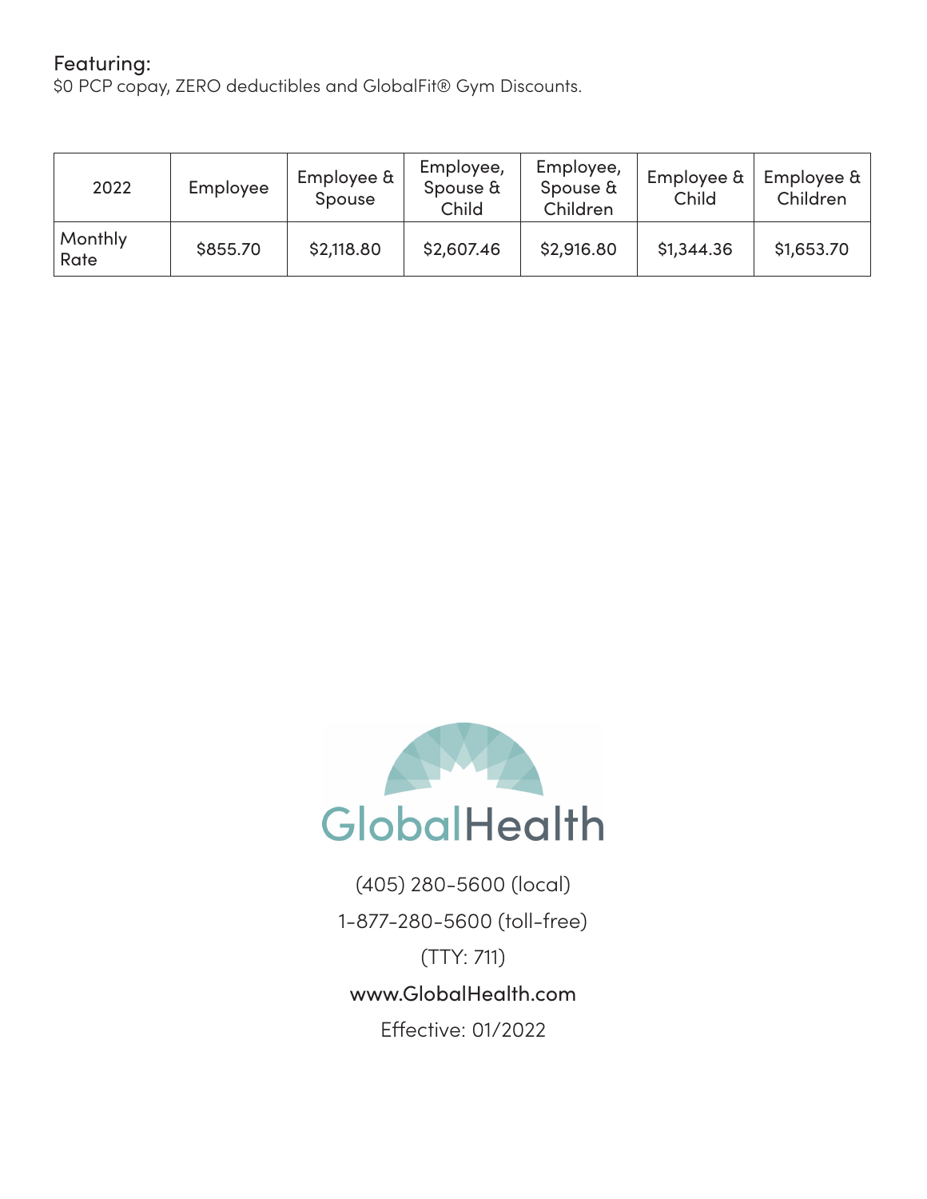Featuring:

$0 PCP copay, ZERO deductibles and GlobalFit® Gym Discounts.

| 2022 | Employee | Employee & Spouse | Employee, Spouse & Child | Employee, Spouse & Children | Employee & Child | Employee & Children |
|---|---|---|---|---|---|---|
| Monthly Rate | $855.70 | $2,118.80 | $2,607.46 | $2,916.80 | $1,344.36 | $1,653.70 |

GlobalHealth

(405) 280-5600 (local)

1-877-280-5600 (toll-free)

(TTY: 711)

www.GlobalHealth.com

Effective: 01/2022